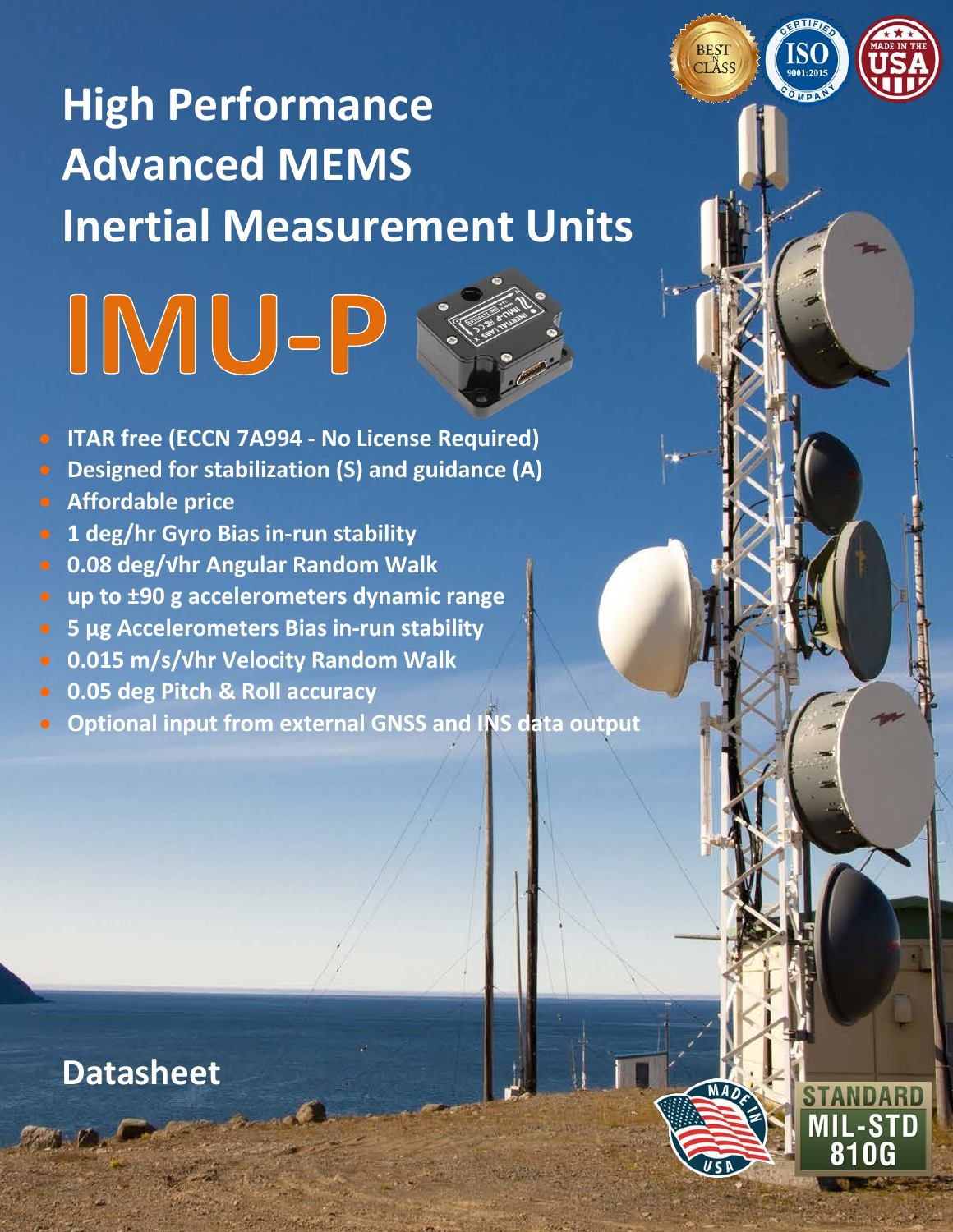# High Performance Advanced MEMS Inertial Measurement Units

# IMU-P

- ITAR free (ECCN 7A994 - No License Required)
- Designed for stabilization (S) and guidance (A)
- Affordable price
- 1 deg/hr Gyro Bias in-run stability
- 0.08 deg/√hr Angular Random Walk
- up to ±90 g accelerometers dynamic range
- 5 µg Accelerometers Bias in-run stability
- 0.015 m/s/√hr Velocity Random Walk
- 0.05 deg Pitch & Roll accuracy
- Optional input from external GNSS and INS data output

## Datasheet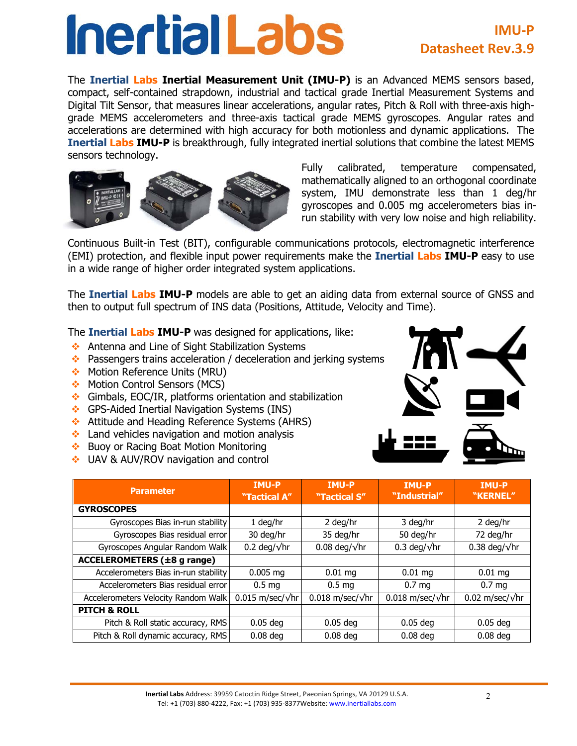# Inertial Labs

**IMU-P**
**Datasheet Rev.3.9**

The **Inertial Labs Inertial Measurement Unit (IMU-P)** is an Advanced MEMS sensors based, compact, self-contained strapdown, industrial and tactical grade Inertial Measurement Systems and Digital Tilt Sensor, that measures linear accelerations, angular rates, Pitch & Roll with three-axis high-grade MEMS accelerometers and three-axis tactical grade MEMS gyroscopes. Angular rates and accelerations are determined with high accuracy for both motionless and dynamic applications. The **Inertial Labs IMU-P** is breakthrough, fully integrated inertial solutions that combine the latest MEMS sensors technology.

Fully calibrated, temperature compensated, mathematically aligned to an orthogonal coordinate system, IMU demonstrate less than 1 deg/hr gyroscopes and 0.005 mg accelerometers bias in-run stability with very low noise and high reliability.

Continuous Built-in Test (BIT), configurable communications protocols, electromagnetic interference (EMI) protection, and flexible input power requirements make the **Inertial Labs IMU-P** easy to use in a wide range of higher order integrated system applications.

The **Inertial Labs IMU-P** models are able to get an aiding data from external source of GNSS and then to output full spectrum of INS data (Positions, Attitude, Velocity and Time).

The **Inertial Labs IMU-P** was designed for applications, like:

- Antenna and Line of Sight Stabilization Systems
- Passengers trains acceleration / deceleration and jerking systems
- Motion Reference Units (MRU)
- Motion Control Sensors (MCS)
- Gimbals, EOC/IR, platforms orientation and stabilization
- GPS-Aided Inertial Navigation Systems (INS)
- Attitude and Heading Reference Systems (AHRS)
- Land vehicles navigation and motion analysis
- Buoy or Racing Boat Motion Monitoring
- UAV & AUV/ROV navigation and control

| Parameter | IMU-P "Tactical A" | IMU-P "Tactical S" | IMU-P "Industrial" | IMU-P "KERNEL" |
|---|---|---|---|---|
| **GYROSCOPES** | | | | |
| Gyroscopes Bias in-run stability | 1 deg/hr | 2 deg/hr | 3 deg/hr | 2 deg/hr |
| Gyroscopes Bias residual error | 30 deg/hr | 35 deg/hr | 50 deg/hr | 72 deg/hr |
| Gyroscopes Angular Random Walk | 0.2 deg/√hr | 0.08 deg/√hr | 0.3 deg/√hr | 0.38 deg/√hr |
| **ACCELEROMETERS (±8 g range)** | | | | |
| Accelerometers Bias in-run stability | 0.005 mg | 0.01 mg | 0.01 mg | 0.01 mg |
| Accelerometers Bias residual error | 0.5 mg | 0.5 mg | 0.7 mg | 0.7 mg |
| Accelerometers Velocity Random Walk | 0.015 m/sec/√hr | 0.018 m/sec/√hr | 0.018 m/sec/√hr | 0.02 m/sec/√hr |
| **PITCH & ROLL** | | | | |
| Pitch & Roll static accuracy, RMS | 0.05 deg | 0.05 deg | 0.05 deg | 0.05 deg |
| Pitch & Roll dynamic accuracy, RMS | 0.08 deg | 0.08 deg | 0.08 deg | 0.08 deg |

**Inertial Labs** Address: 39959 Catoctin Ridge Street, Paeonian Springs, VA 20129 U.S.A.
Tel: +1 (703) 880-4222, Fax: +1 (703) 935-8377Website: www.inertiallabs.com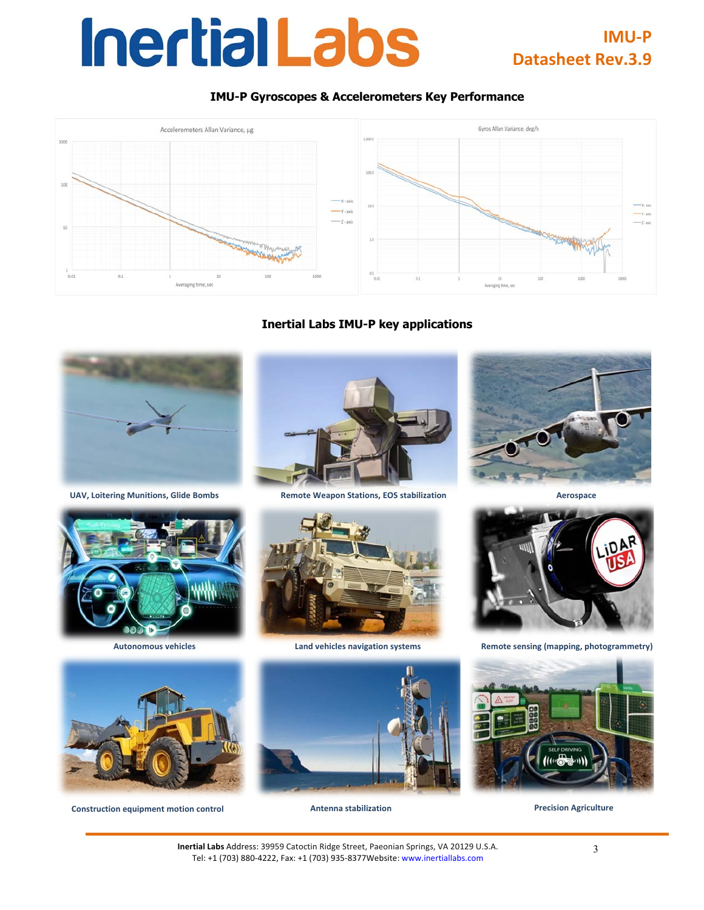## IMU-P Gyroscopes & Accelerometers Key Performance

## Inertial Labs IMU-P key applications

UAV, Loitering Munitions, Glide Bombs

Remote Weapon Stations, EOS stabilization

Aerospace

Autonomous vehicles

Land vehicles navigation systems

Remote sensing (mapping, photogrammetry)

Construction equipment motion control

Antenna stabilization

Precision Agriculture

**Inertial Labs** Address: 39959 Catoctin Ridge Street, Paeonian Springs, VA 20129 U.S.A.
Tel: +1 (703) 880-4222, Fax: +1 (703) 935-8377Website: www.inertiallabs.com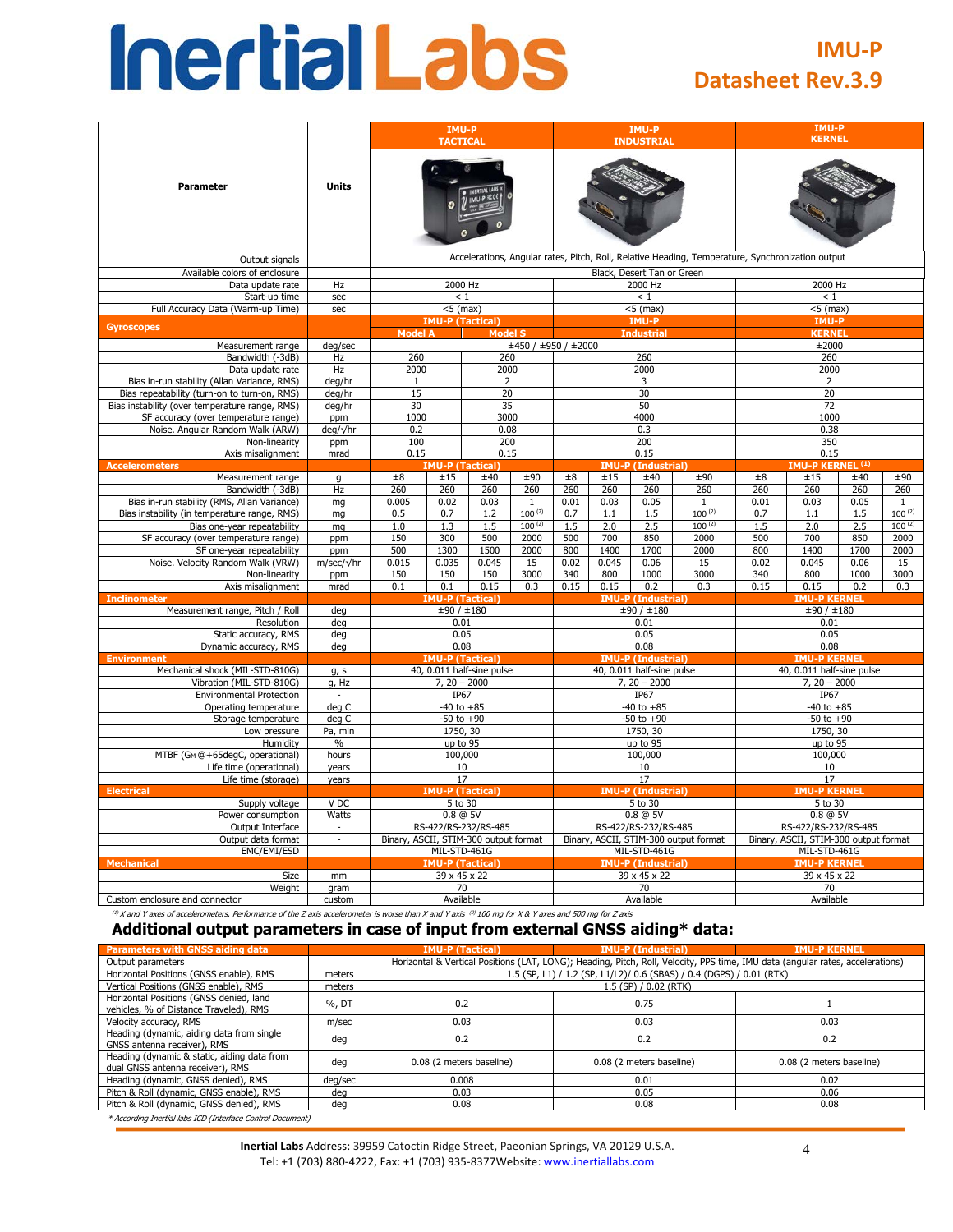# IMU-P Datasheet Rev.3.9

| Parameter | Units | IMU-P TACTICAL | | | | IMU-P INDUSTRIAL | | | | IMU-P KERNEL | | | |
|---|---|---|---|---|---|---|---|---|---|---|---|---|---|
| Output signals | | Accelerations, Angular rates, Pitch, Roll, Relative Heading, Temperature, Synchronization output | | | | | | | | | | | |
| Available colors of enclosure | | Black, Desert Tan or Green | | | | | | | | | | | |
| Data update rate | Hz | 2000 Hz | | | | 2000 Hz | | | | 2000 Hz | | | |
| Start-up time | sec | < 1 | | | | < 1 | | | | < 1 | | | |
| Full Accuracy Data (Warm-up Time) | sec | <5 (max) | | | | <5 (max) | | | | <5 (max) | | | |
| **Gyroscopes** | | IMU-P (Tactical) Model A | | Model S | | IMU-P Industrial | | | | IMU-P KERNEL | | | |
| Measurement range | deg/sec | ±450 / ±950 / ±2000 | | | | | | | | ±2000 | | | |
| Bandwidth (-3dB) | Hz | 260 | | 260 | | 260 | | | | 260 | | | |
| Data update rate | Hz | 2000 | | 2000 | | 2000 | | | | 2000 | | | |
| Bias in-run stability (Allan Variance, RMS) | deg/hr | 1 | | 2 | | 3 | | | | 2 | | | |
| Bias repeatability (turn-on to turn-on, RMS) | deg/hr | 15 | | 20 | | 30 | | | | 20 | | | |
| Bias instability (over temperature range, RMS) | deg/hr | 30 | | 35 | | 50 | | | | 72 | | | |
| SF accuracy (over temperature range) | ppm | 1000 | | 3000 | | 4000 | | | | 1000 | | | |
| Noise. Angular Random Walk (ARW) | deg/√hr | 0.2 | | 0.08 | | 0.3 | | | | 0.38 | | | |
| Non-linearity | ppm | 100 | | 200 | | 200 | | | | 350 | | | |
| Axis misalignment | mrad | 0.15 | | 0.15 | | 0.15 | | | | 0.15 | | | |
| **Accelerometers** | | IMU-P (Tactical) | | | | IMU-P (Industrial) | | | | IMU-P KERNEL [1] | | | |
| Measurement range | g | ±8 | ±15 | ±40 | ±90 | ±8 | ±15 | ±40 | ±90 | ±8 | ±15 | ±40 | ±90 |
| Bandwidth (-3dB) | Hz | 260 | 260 | 260 | 260 | 260 | 260 | 260 | 260 | 260 | 260 | 260 | 260 |
| Bias in-run stability (RMS, Allan Variance) | mg | 0.005 | 0.02 | 0.03 | 1 | 0.01 | 0.03 | 0.05 | 1 | 0.01 | 0.03 | 0.05 | 1 |
| Bias instability (in temperature range, RMS) | mg | 0.5 | 0.7 | 1.2 | 100 [2] | 0.7 | 1.1 | 1.5 | 100 [2] | 0.7 | 1.1 | 1.5 | 100 [2] |
| Bias one-year repeatability | mg | 1.0 | 1.3 | 1.5 | 100 [2] | 1.5 | 2.0 | 2.5 | 100 [2] | 1.5 | 2.0 | 2.5 | 100 [2] |
| SF accuracy (over temperature range) | ppm | 150 | 300 | 500 | 2000 | 500 | 700 | 850 | 2000 | 500 | 700 | 850 | 2000 |
| SF one-year repeatability | ppm | 500 | 1300 | 1500 | 2000 | 800 | 1400 | 1700 | 2000 | 800 | 1400 | 1700 | 2000 |
| Noise. Velocity Random Walk (VRW) | m/sec/√hr | 0.015 | 0.035 | 0.045 | 15 | 0.02 | 0.045 | 0.06 | 15 | 0.02 | 0.045 | 0.06 | 15 |
| Non-linearity | ppm | 150 | 150 | 150 | 3000 | 340 | 800 | 1000 | 3000 | 340 | 800 | 1000 | 3000 |
| Axis misalignment | mrad | 0.1 | 0.1 | 0.15 | 0.3 | 0.15 | 0.15 | 0.2 | 0.3 | 0.15 | 0.15 | 0.2 | 0.3 |
| **Inclinometer** | | IMU-P (Tactical) | | | | IMU-P (Industrial) | | | | IMU-P KERNEL | | | |
| Measurement range, Pitch / Roll | deg | ±90 / ±180 | | | | ±90 / ±180 | | | | ±90 / ±180 | | | |
| Resolution | deg | 0.01 | | | | 0.01 | | | | 0.01 | | | |
| Static accuracy, RMS | deg | 0.05 | | | | 0.05 | | | | 0.05 | | | |
| Dynamic accuracy, RMS | deg | 0.08 | | | | 0.08 | | | | 0.08 | | | |
| **Environment** | | IMU-P (Tactical) | | | | IMU-P (Industrial) | | | | IMU-P KERNEL | | | |
| Mechanical shock (MIL-STD-810G) | g, s | 40, 0.011 half-sine pulse | | | | 40, 0.011 half-sine pulse | | | | 40, 0.011 half-sine pulse | | | |
| Vibration (MIL-STD-810G) | g, Hz | 7, 20 – 2000 | | | | 7, 20 – 2000 | | | | 7, 20 – 2000 | | | |
| Environmental Protection | - | IP67 | | | | IP67 | | | | IP67 | | | |
| Operating temperature | deg C | -40 to +85 | | | | -40 to +85 | | | | -40 to +85 | | | |
| Storage temperature | deg C | -50 to +90 | | | | -50 to +90 | | | | -50 to +90 | | | |
| Low pressure | Pa, min | 1750, 30 | | | | 1750, 30 | | | | 1750, 30 | | | |
| Humidity | % | up to 95 | | | | up to 95 | | | | up to 95 | | | |
| MTBF (GM @+65degC, operational) | hours | 100,000 | | | | 100,000 | | | | 100,000 | | | |
| Life time (operational) | years | 10 | | | | 10 | | | | 10 | | | |
| Life time (storage) | years | 17 | | | | 17 | | | | 17 | | | |
| **Electrical** | | IMU-P (Tactical) | | | | IMU-P (Industrial) | | | | IMU-P KERNEL | | | |
| Supply voltage | V DC | 5 to 30 | | | | 5 to 30 | | | | 5 to 30 | | | |
| Power consumption | Watts | 0.8 @ 5V | | | | 0.8 @ 5V | | | | 0.8 @ 5V | | | |
| Output Interface | - | RS-422/RS-232/RS-485 | | | | RS-422/RS-232/RS-485 | | | | RS-422/RS-232/RS-485 | | | |
| Output data format | - | Binary, ASCII, STIM-300 output format | | | | Binary, ASCII, STIM-300 output format | | | | Binary, ASCII, STIM-300 output format | | | |
| EMC/EMI/ESD | | MIL-STD-461G | | | | MIL-STD-461G | | | | MIL-STD-461G | | | |
| **Mechanical** | | IMU-P (Tactical) | | | | IMU-P (Industrial) | | | | IMU-P KERNEL | | | |
| Size | mm | 39 x 45 x 22 | | | | 39 x 45 x 22 | | | | 39 x 45 x 22 | | | |
| Weight | gram | 70 | | | | 70 | | | | 70 | | | |
| Custom enclosure and connector | custom | Available | | | | Available | | | | Available | | | |

*[1] X and Y axes of accelerometers. Performance of the Z axis accelerometer is worse than X and Y axis [2] 100 mg for X & Y axes and 500 mg for Z axis*

## Additional output parameters in case of input from external GNSS aiding* data:

| Parameters with GNSS aiding data | | IMU-P (Tactical) | IMU-P (Industrial) | IMU-P KERNEL |
|---|---|---|---|---|
| Output parameters | | Horizontal & Vertical Positions (LAT, LONG); Heading, Pitch, Roll, Velocity, PPS time, IMU data (angular rates, accelerations) | | |
| Horizontal Positions (GNSS enable), RMS | meters | 1.5 (SP, L1) / 1.2 (SP, L1/L2)/ 0.6 (SBAS) / 0.4 (DGPS) / 0.01 (RTK) | | |
| Vertical Positions (GNSS enable), RMS | meters | 1.5 (SP) / 0.02 (RTK) | | |
| Horizontal Positions (GNSS denied, land vehicles, % of Distance Traveled), RMS | %, DT | 0.2 | 0.75 | 1 |
| Velocity accuracy, RMS | m/sec | 0.03 | 0.03 | 0.03 |
| Heading (dynamic, aiding data from single GNSS antenna receiver), RMS | deg | 0.2 | 0.2 | 0.2 |
| Heading (dynamic & static, aiding data from dual GNSS antenna receiver), RMS | deg | 0.08 (2 meters baseline) | 0.08 (2 meters baseline) | 0.08 (2 meters baseline) |
| Heading (dynamic, GNSS denied), RMS | deg/sec | 0.008 | 0.01 | 0.02 |
| Pitch & Roll (dynamic, GNSS enable), RMS | deg | 0.03 | 0.05 | 0.06 |
| Pitch & Roll (dynamic, GNSS denied), RMS | deg | 0.08 | 0.08 | 0.08 |

*\* According Inertial labs ICD (Interface Control Document)*

**Inertial Labs** Address: 39959 Catoctin Ridge Street, Paeonian Springs, VA 20129 U.S.A.
Tel: +1 (703) 880-4222, Fax: +1 (703) 935-8377Website: www.inertiallabs.com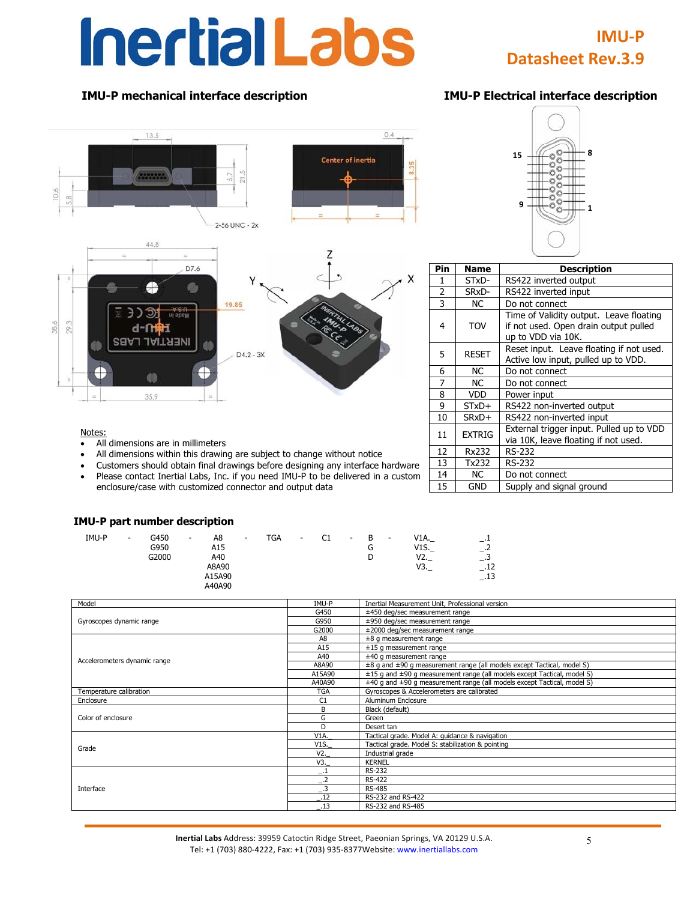## IMU-P mechanical interface description

13.5
0.4
Center of inertia
10.6
5.8
5.7
21.5
8.35
2-56 UNC - 2x
44.8
D7.6
19.85
38.6
29.3
D4.2 - 3X
35.9
Z
Y
X

Notes:

- All dimensions are in millimeters
- All dimensions within this drawing are subject to change without notice
- Customers should obtain final drawings before designing any interface hardware
- Please contact Inertial Labs, Inc. if you need IMU-P to be delivered in a custom enclosure/case with customized connector and output data

## IMU-P Electrical interface description

15
8
9
1

| Pin | Name | Description |
|---|---|---|
| 1 | STxD- | RS422 inverted output |
| 2 | SRxD- | RS422 inverted input |
| 3 | NC | Do not connect |
| 4 | TOV | Time of Validity output. Leave floating if not used. Open drain output pulled up to VDD via 10K. |
| 5 | RESET | Reset input. Leave floating if not used. Active low input, pulled up to VDD. |
| 6 | NC | Do not connect |
| 7 | NC | Do not connect |
| 8 | VDD | Power input |
| 9 | STxD+ | RS422 non-inverted output |
| 10 | SRxD+ | RS422 non-inverted input |
| 11 | EXTRIG | External trigger input. Pulled up to VDD via 10K, leave floating if not used. |
| 12 | Rx232 | RS-232 |
| 13 | Tx232 | RS-232 |
| 14 | NC | Do not connect |
| 15 | GND | Supply and signal ground |

## IMU-P part number description

| | | | | | | | | | | | | | |
|---|---|---|---|---|---|---|---|---|---|---|---|---|---|
| IMU-P | - | G450 | - | A8 | - | TGA | - | C1 | - | B | - | V1A._ | _.1 |
| | | G950 | | A15 | | | | | | G | | V1S._ | _.2 |
| | | G2000 | | A40 | | | | | | D | | V2._ | _.3 |
| | | | | A8A90 | | | | | | | | V3._ | _.12 |
| | | | | A15A90 | | | | | | | | | _.13 |
| | | | | A40A90 | | | | | | | | | |

| Model | IMU-P | Inertial Measurement Unit, Professional version |
|---|---|---|
| Gyroscopes dynamic range | G450 | ±450 deg/sec measurement range |
| | G950 | ±950 deg/sec measurement range |
| | G2000 | ±2000 deg/sec measurement range |
| Accelerometers dynamic range | A8 | ±8 g measurement range |
| | A15 | ±15 g measurement range |
| | A40 | ±40 g measurement range |
| | A8A90 | ±8 g and ±90 g measurement range (all models except Tactical, model S) |
| | A15A90 | ±15 g and ±90 g measurement range (all models except Tactical, model S) |
| | A40A90 | ±40 g and ±90 g measurement range (all models except Tactical, model S) |
| Temperature calibration | TGA | Gyroscopes & Accelerometers are calibrated |
| Enclosure | C1 | Aluminum Enclosure |
| Color of enclosure | B | Black (default) |
| | G | Green |
| | D | Desert tan |
| Grade | V1A._ | Tactical grade. Model A: guidance & navigation |
| | V1S._ | Tactical grade. Model S: stabilization & pointing |
| | V2._ | Industrial grade |
| | V3._ | KERNEL |
| Interface | _.1 | RS-232 |
| | _.2 | RS-422 |
| | _.3 | RS-485 |
| | _.12 | RS-232 and RS-422 |
| | _.13 | RS-232 and RS-485 |

**Inertial Labs** Address: 39959 Catoctin Ridge Street, Paeonian Springs, VA 20129 U.S.A.
Tel: +1 (703) 880-4222, Fax: +1 (703) 935-8377Website: www.inertiallabs.com